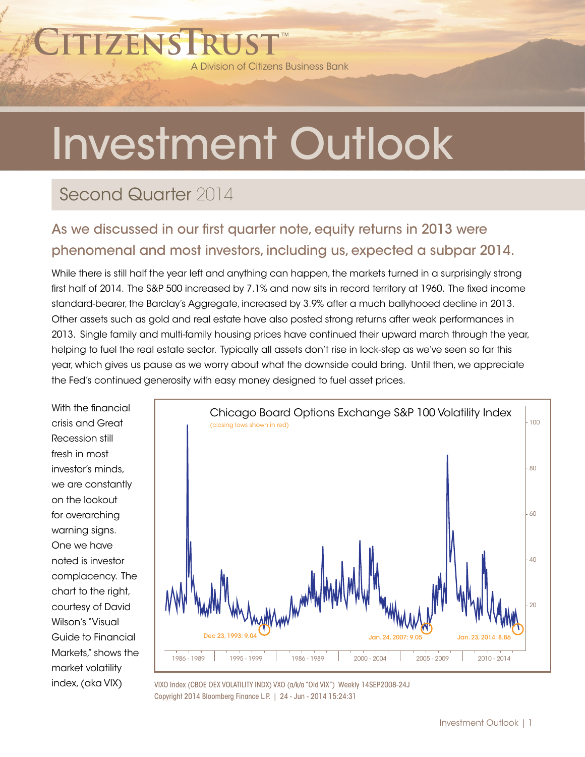CITIZENSTRUST™

A Division of Citizens Business Bank

# Investment Outlook

## Second Quarter 2014

### As we discussed in our first quarter note, equity returns in 2013 were phenomenal and most investors, including us, expected a subpar 2014.

While there is still half the year left and anything can happen, the markets turned in a surprisingly strong first half of 2014. The S&P 500 increased by 7.1% and now sits in record territory at 1960. The fixed income standard-bearer, the Barclay's Aggregate, increased by 3.9% after a much ballyhooed decline in 2013. Other assets such as gold and real estate have also posted strong returns after weak performances in 2013. Single family and multi-family housing prices have continued their upward march through the year, helping to fuel the real estate sector. Typically all assets don't rise in lock-step as we've seen so far this year, which gives us pause as we worry about what the downside could bring. Until then, we appreciate the Fed's continued generosity with easy money designed to fuel asset prices.

With the financial crisis and Great Recession still fresh in most investor's minds, we are constantly on the lookout for overarching warning signs. One we have noted is investor complacency. The chart to the right, courtesy of David Wilson's "Visual Guide to Financial Markets," shows the market volatility index, (aka VIX)

Chicago Board Options Exchange S&P 100 Volatility Index

(closing lows shown in red)

100
80
60
40
20

Dec 23, 1993: 9.04
Jan. 24, 2007: 9.05
Jan. 23, 2014: 8.86

1986 - 1989
1995 - 1999
1986 - 1989
2000 - 2004
2005 - 2009
2010 - 2014

VIXO Index (CBOE OEX VOLATILITY INDX) VXO (a/k/a "Old VIX") Weekly 14SEP2008-24J
Copyright 2014 Bloomberg Finance L.P. | 24 - Jun - 2014 15:24:31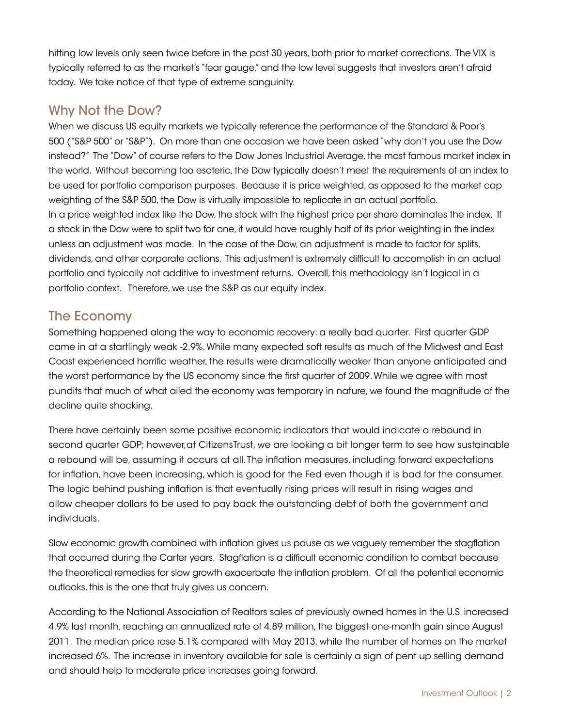hitting low levels only seen twice before in the past 30 years, both prior to market corrections. The VIX is typically referred to as the market's "fear gauge," and the low level suggests that investors aren't afraid today. We take notice of that type of extreme sanguinity.

## Why Not the Dow?

When we discuss US equity markets we typically reference the performance of the Standard & Poor's 500 ("S&P 500" or "S&P"). On more than one occasion we have been asked "why don't you use the Dow instead?" The "Dow" of course refers to the Dow Jones Industrial Average, the most famous market index in the world. Without becoming too esoteric, the Dow typically doesn't meet the requirements of an index to be used for portfolio comparison purposes. Because it is price weighted, as opposed to the market cap weighting of the S&P 500, the Dow is virtually impossible to replicate in an actual portfolio.

In a price weighted index like the Dow, the stock with the highest price per share dominates the index. If a stock in the Dow were to split two for one, it would have roughly half of its prior weighting in the index unless an adjustment was made. In the case of the Dow, an adjustment is made to factor for splits, dividends, and other corporate actions. This adjustment is extremely difficult to accomplish in an actual portfolio and typically not additive to investment returns. Overall, this methodology isn't logical in a portfolio context. Therefore, we use the S&P as our equity index.

## The Economy

Something happened along the way to economic recovery: a really bad quarter. First quarter GDP came in at a startlingly weak -2.9%. While many expected soft results as much of the Midwest and East Coast experienced horrific weather, the results were dramatically weaker than anyone anticipated and the worst performance by the US economy since the first quarter of 2009. While we agree with most pundits that much of what ailed the economy was temporary in nature, we found the magnitude of the decline quite shocking.

There have certainly been some positive economic indicators that would indicate a rebound in second quarter GDP; however,at CitizensTrust, we are looking a bit longer term to see how sustainable a rebound will be, assuming it occurs at all. The inflation measures, including forward expectations for inflation, have been increasing, which is good for the Fed even though it is bad for the consumer. The logic behind pushing inflation is that eventually rising prices will result in rising wages and allow cheaper dollars to be used to pay back the outstanding debt of both the government and individuals.

Slow economic growth combined with inflation gives us pause as we vaguely remember the stagflation that occurred during the Carter years. Stagflation is a difficult economic condition to combat because the theoretical remedies for slow growth exacerbate the inflation problem. Of all the potential economic outlooks, this is the one that truly gives us concern.

According to the National Association of Realtors sales of previously owned homes in the U.S. increased 4.9% last month, reaching an annualized rate of 4.89 million, the biggest one-month gain since August 2011. The median price rose 5.1% compared with May 2013, while the number of homes on the market increased 6%. The increase in inventory available for sale is certainly a sign of pent up selling demand and should help to moderate price increases going forward.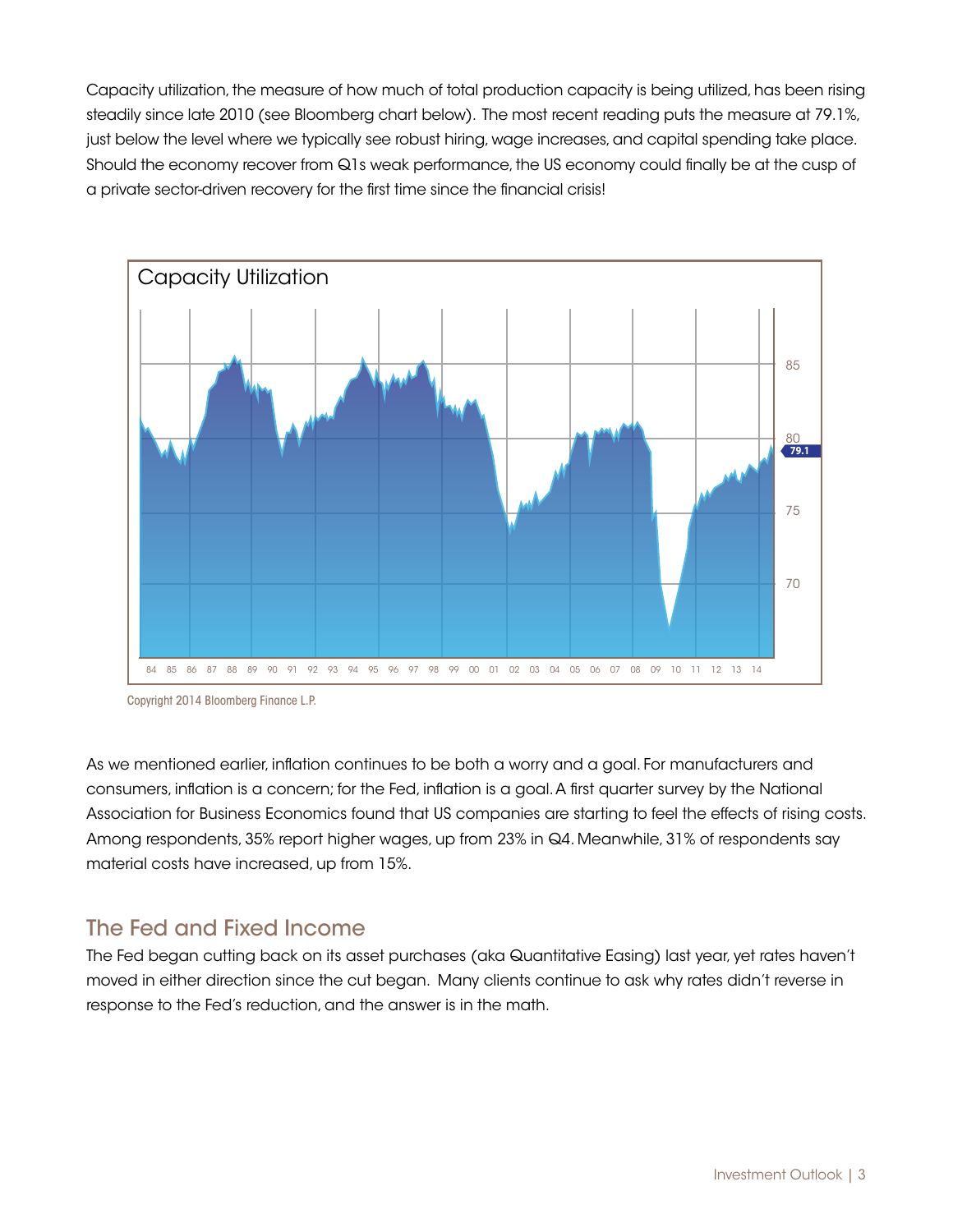Capacity utilization, the measure of how much of total production capacity is being utilized, has been rising steadily since late 2010 (see Bloomberg chart below). The most recent reading puts the measure at 79.1%, just below the level where we typically see robust hiring, wage increases, and capital spending take place. Should the economy recover from Q1s weak performance, the US economy could finally be at the cusp of a private sector-driven recovery for the first time since the financial crisis!

Capacity Utilization

85
80
79.1
75
70

84 85 86 87 88 89 90 91 92 93 94 95 96 97 98 99 00 01 02 03 04 05 06 07 08 09 10 11 12 13 14

Copyright 2014 Bloomberg Finance L.P.

As we mentioned earlier, inflation continues to be both a worry and a goal. For manufacturers and consumers, inflation is a concern; for the Fed, inflation is a goal. A first quarter survey by the National Association for Business Economics found that US companies are starting to feel the effects of rising costs. Among respondents, 35% report higher wages, up from 23% in Q4. Meanwhile, 31% of respondents say material costs have increased, up from 15%.

## The Fed and Fixed Income

The Fed began cutting back on its asset purchases (aka Quantitative Easing) last year, yet rates haven't moved in either direction since the cut began. Many clients continue to ask why rates didn't reverse in response to the Fed's reduction, and the answer is in the math.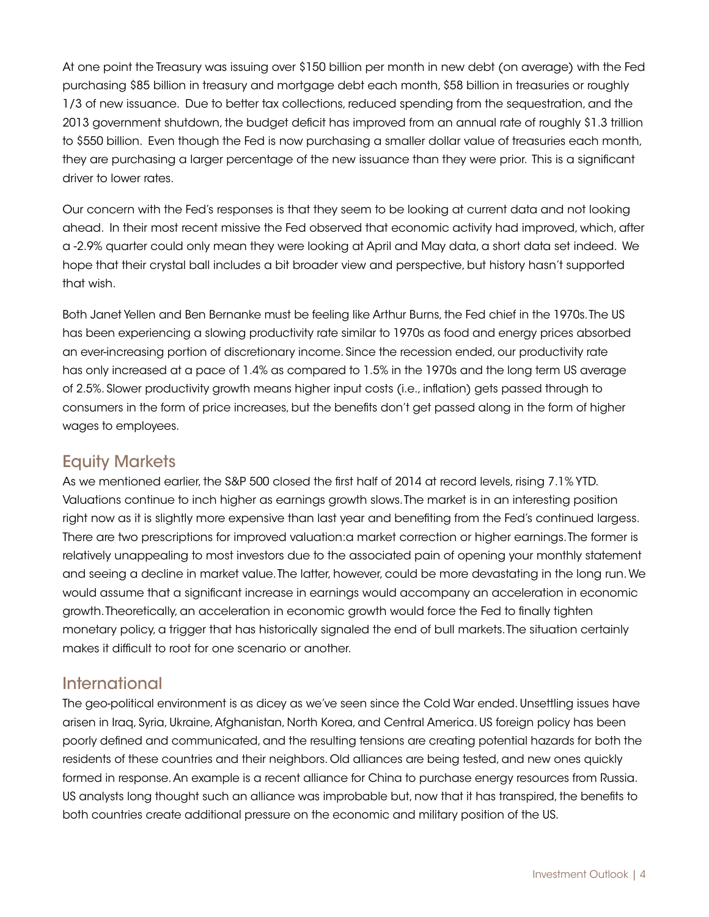At one point the Treasury was issuing over $150 billion per month in new debt (on average) with the Fed purchasing $85 billion in treasury and mortgage debt each month, $58 billion in treasuries or roughly 1/3 of new issuance. Due to better tax collections, reduced spending from the sequestration, and the 2013 government shutdown, the budget deficit has improved from an annual rate of roughly $1.3 trillion to $550 billion. Even though the Fed is now purchasing a smaller dollar value of treasuries each month, they are purchasing a larger percentage of the new issuance than they were prior. This is a significant driver to lower rates.

Our concern with the Fed's responses is that they seem to be looking at current data and not looking ahead. In their most recent missive the Fed observed that economic activity had improved, which, after a -2.9% quarter could only mean they were looking at April and May data, a short data set indeed. We hope that their crystal ball includes a bit broader view and perspective, but history hasn't supported that wish.

Both Janet Yellen and Ben Bernanke must be feeling like Arthur Burns, the Fed chief in the 1970s. The US has been experiencing a slowing productivity rate similar to 1970s as food and energy prices absorbed an ever-increasing portion of discretionary income. Since the recession ended, our productivity rate has only increased at a pace of 1.4% as compared to 1.5% in the 1970s and the long term US average of 2.5%. Slower productivity growth means higher input costs (i.e., inflation) gets passed through to consumers in the form of price increases, but the benefits don't get passed along in the form of higher wages to employees.

## Equity Markets

As we mentioned earlier, the S&P 500 closed the first half of 2014 at record levels, rising 7.1% YTD. Valuations continue to inch higher as earnings growth slows. The market is in an interesting position right now as it is slightly more expensive than last year and benefiting from the Fed's continued largess. There are two prescriptions for improved valuation:a market correction or higher earnings. The former is relatively unappealing to most investors due to the associated pain of opening your monthly statement and seeing a decline in market value. The latter, however, could be more devastating in the long run. We would assume that a significant increase in earnings would accompany an acceleration in economic growth. Theoretically, an acceleration in economic growth would force the Fed to finally tighten monetary policy, a trigger that has historically signaled the end of bull markets. The situation certainly makes it difficult to root for one scenario or another.

## International

The geo-political environment is as dicey as we've seen since the Cold War ended. Unsettling issues have arisen in Iraq, Syria, Ukraine, Afghanistan, North Korea, and Central America. US foreign policy has been poorly defined and communicated, and the resulting tensions are creating potential hazards for both the residents of these countries and their neighbors. Old alliances are being tested, and new ones quickly formed in response. An example is a recent alliance for China to purchase energy resources from Russia. US analysts long thought such an alliance was improbable but, now that it has transpired, the benefits to both countries create additional pressure on the economic and military position of the US.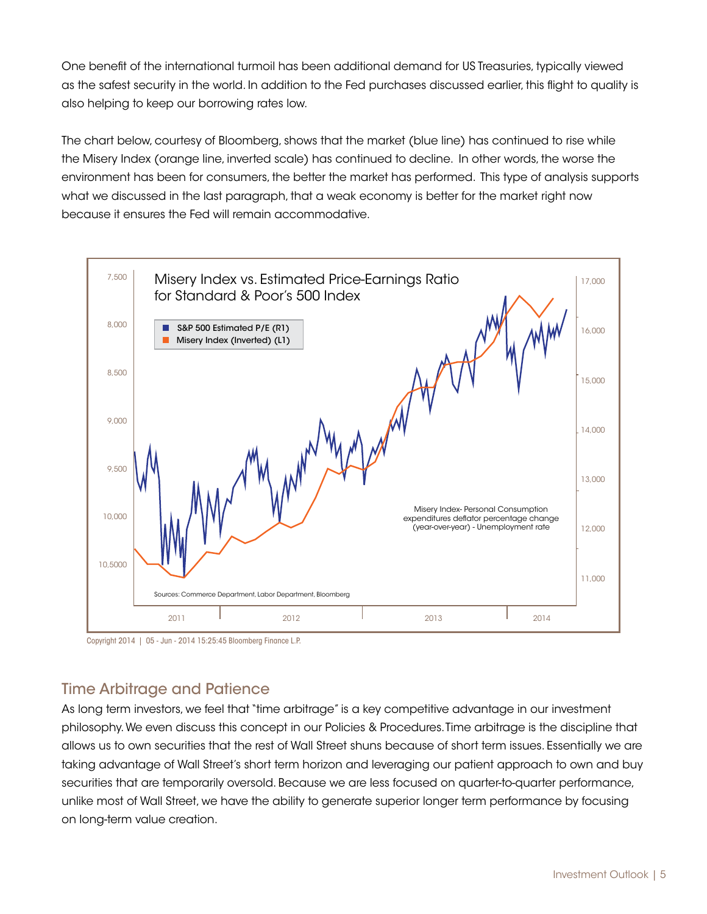One benefit of the international turmoil has been additional demand for US Treasuries, typically viewed as the safest security in the world. In addition to the Fed purchases discussed earlier, this flight to quality is also helping to keep our borrowing rates low.

The chart below, courtesy of Bloomberg, shows that the market (blue line) has continued to rise while the Misery Index (orange line, inverted scale) has continued to decline. In other words, the worse the environment has been for consumers, the better the market has performed. This type of analysis supports what we discussed in the last paragraph, that a weak economy is better for the market right now because it ensures the Fed will remain accommodative.

Misery Index vs. Estimated Price-Earnings Ratio for Standard & Poor's 500 Index

S&P 500 Estimated P/E (R1)
Misery Index (Inverted) (L1)

7,500
8,000
8,500
9,000
9,500
10,000
10,5000

17,000
16,000
15,000
14,000
13,000
12,000
11,000

2011
2012
2013
2014

Misery Index- Personal Consumption expenditures deflator percentage change (year-over-year) - Unemployment rate

Sources: Commerce Department, Labor Department, Bloomberg

Copyright 2014 | 05 - Jun - 2014 15:25:45 Bloomberg Finance L.P.

## Time Arbitrage and Patience

As long term investors, we feel that "time arbitrage" is a key competitive advantage in our investment philosophy. We even discuss this concept in our Policies & Procedures. Time arbitrage is the discipline that allows us to own securities that the rest of Wall Street shuns because of short term issues. Essentially we are taking advantage of Wall Street's short term horizon and leveraging our patient approach to own and buy securities that are temporarily oversold. Because we are less focused on quarter-to-quarter performance, unlike most of Wall Street, we have the ability to generate superior longer term performance by focusing on long-term value creation.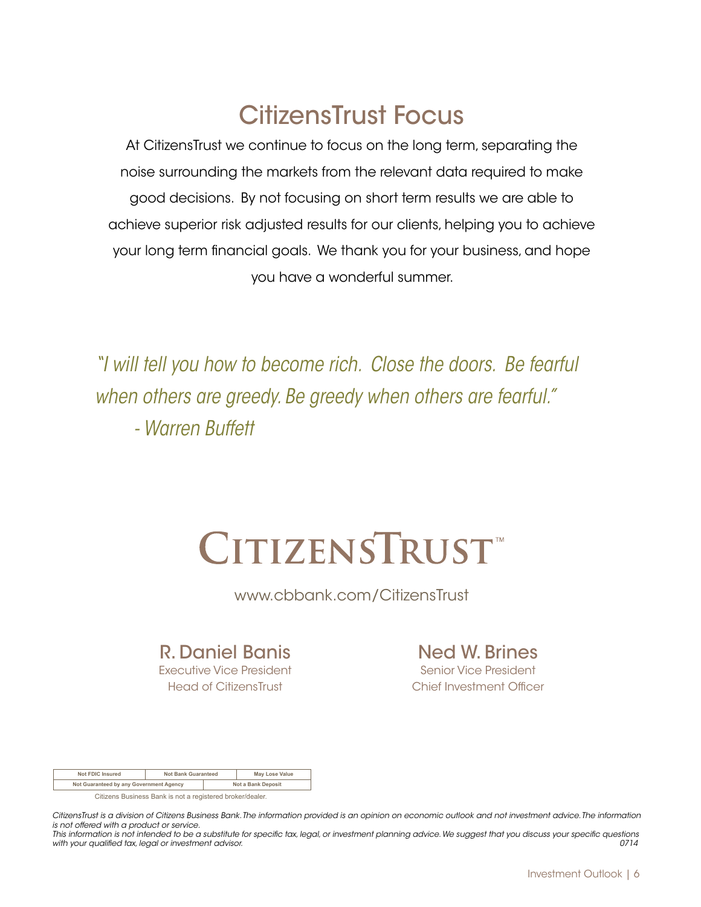# CitizensTrust Focus

At CitizensTrust we continue to focus on the long term, separating the noise surrounding the markets from the relevant data required to make good decisions. By not focusing on short term results we are able to achieve superior risk adjusted results for our clients, helping you to achieve your long term financial goals. We thank you for your business, and hope you have a wonderful summer.

*"I will tell you how to become rich. Close the doors. Be fearful when others are greedy. Be greedy when others are fearful."*
*- Warren Buffett*

CITIZENSTRUST™

www.cbbank.com/CitizensTrust

**R. Daniel Banis**
Executive Vice President
Head of CitizensTrust

**Ned W. Brines**
Senior Vice President
Chief Investment Officer

| Not FDIC Insured | Not Bank Guaranteed | May Lose Value |
|---|---|---|
| Not Guaranteed by any Government Agency | | Not a Bank Deposit |

Citizens Business Bank is not a registered broker/dealer.

*CitizensTrust is a division of Citizens Business Bank. The information provided is an opinion on economic outlook and not investment advice. The information is not offered with a product or service.*
*This information is not intended to be a substitute for specific tax, legal, or investment planning advice. We suggest that you discuss your specific questions with your qualified tax, legal or investment advisor.* 0714